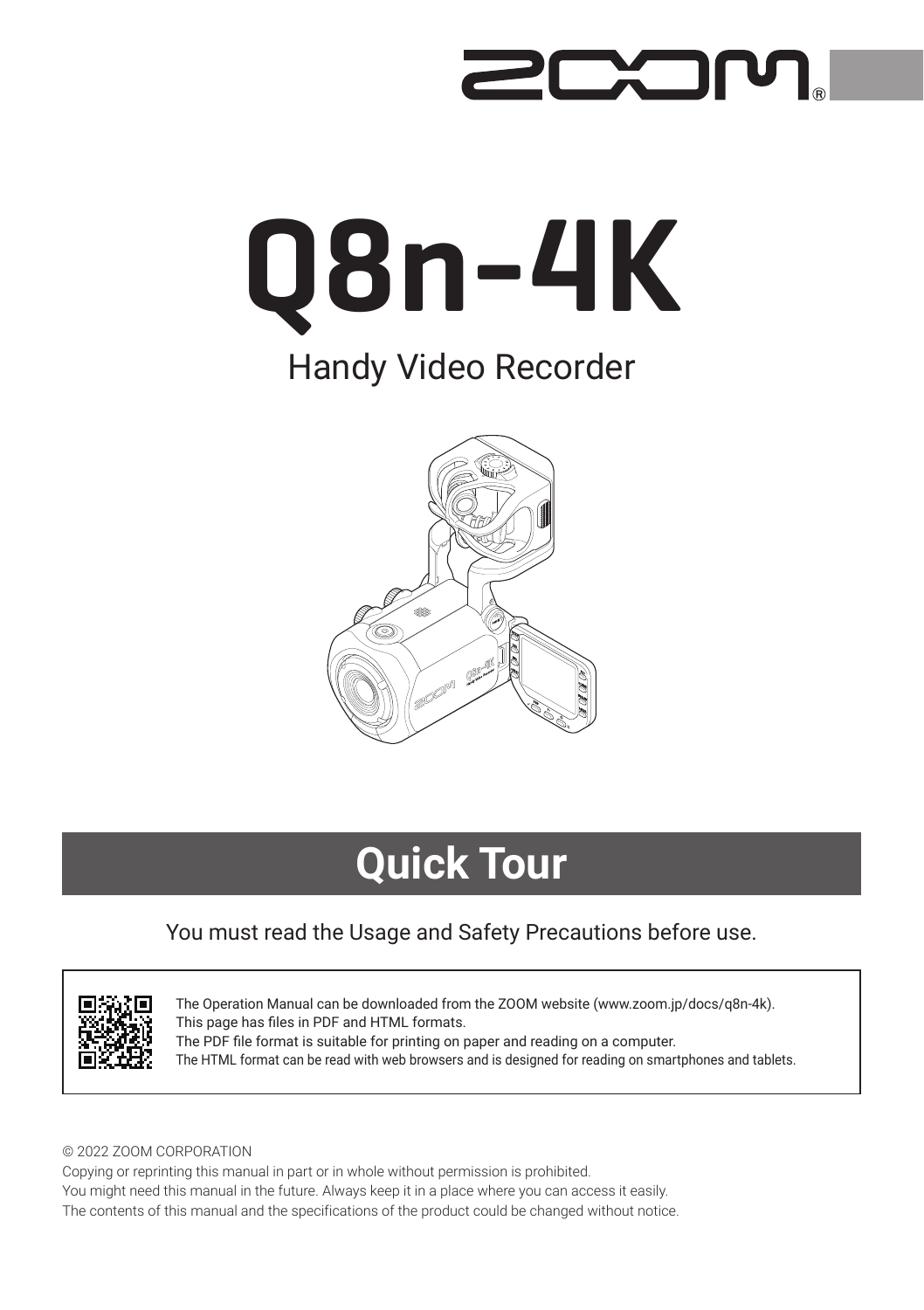ZOOM®

# Q8n-4K

## Handy Video Recorder

# Quick Tour

You must read the Usage and Safety Precautions before use.

The Operation Manual can be downloaded from the ZOOM website (www.zoom.jp/docs/q8n-4k).
This page has files in PDF and HTML formats.
The PDF file format is suitable for printing on paper and reading on a computer.
The HTML format can be read with web browsers and is designed for reading on smartphones and tablets.

© 2022 ZOOM CORPORATION

Copying or reprinting this manual in part or in whole without permission is prohibited.
You might need this manual in the future. Always keep it in a place where you can access it easily.
The contents of this manual and the specifications of the product could be changed without notice.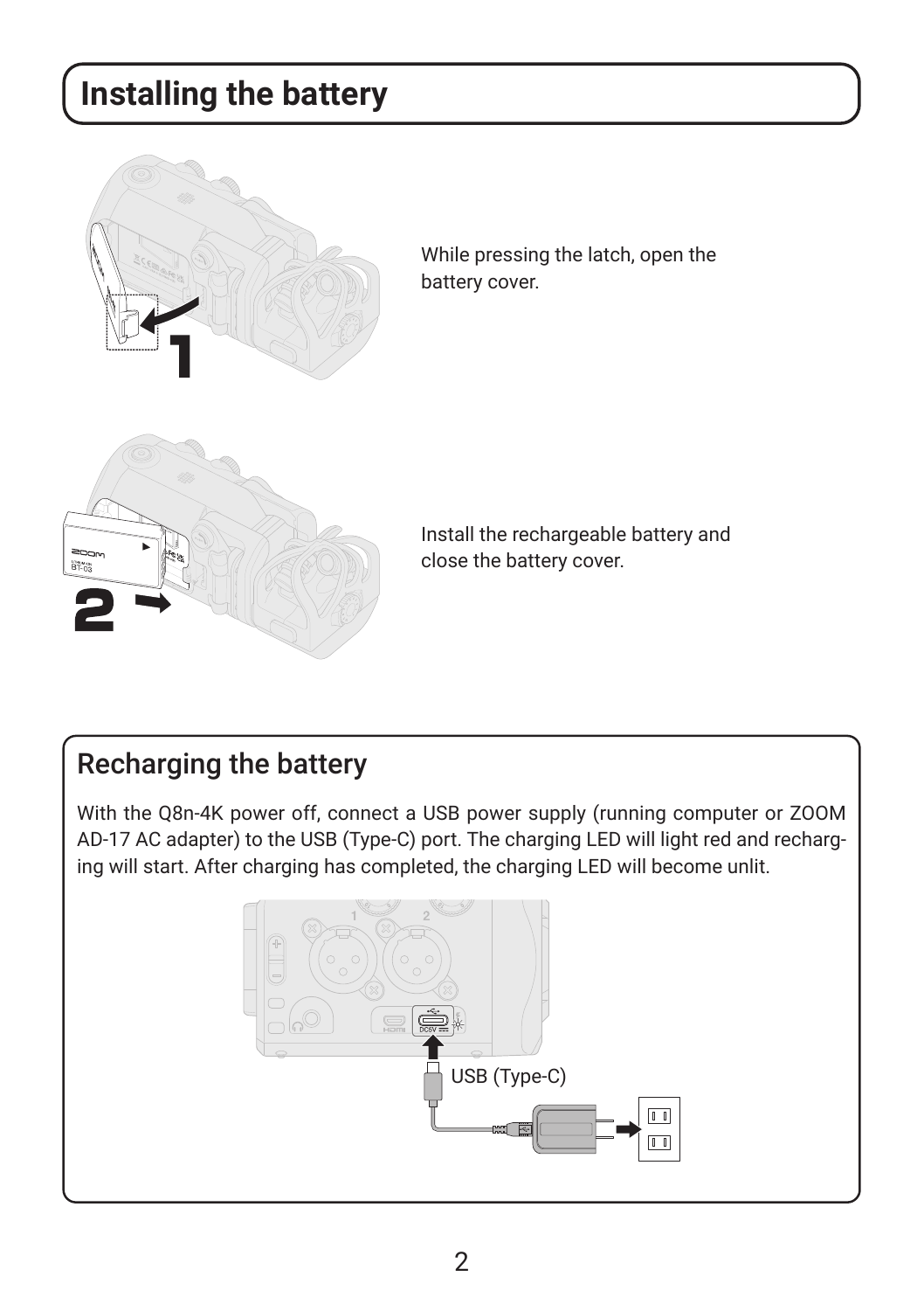# Installing the battery

While pressing the latch, open the battery cover.

Install the rechargeable battery and close the battery cover.

## Recharging the battery

With the Q8n-4K power off, connect a USB power supply (running computer or ZOOM AD-17 AC adapter) to the USB (Type-C) port. The charging LED will light red and recharging will start. After charging has completed, the charging LED will become unlit.

USB (Type-C)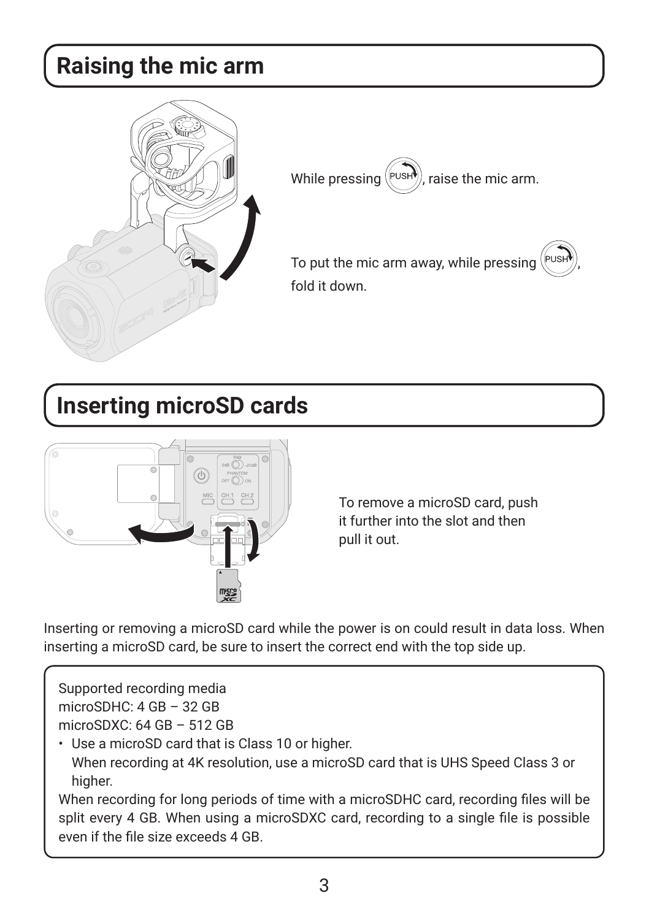## Raising the mic arm

While pressing PUSH, raise the mic arm.

To put the mic arm away, while pressing PUSH, fold it down.

## Inserting microSD cards

To remove a microSD card, push it further into the slot and then pull it out.

Inserting or removing a microSD card while the power is on could result in data loss. When inserting a microSD card, be sure to insert the correct end with the top side up.

Supported recording media
microSDHC: 4 GB – 32 GB
microSDXC: 64 GB – 512 GB

- Use a microSD card that is Class 10 or higher.
  When recording at 4K resolution, use a microSD card that is UHS Speed Class 3 or higher.

When recording for long periods of time with a microSDHC card, recording files will be split every 4 GB. When using a microSDXC card, recording to a single file is possible even if the file size exceeds 4 GB.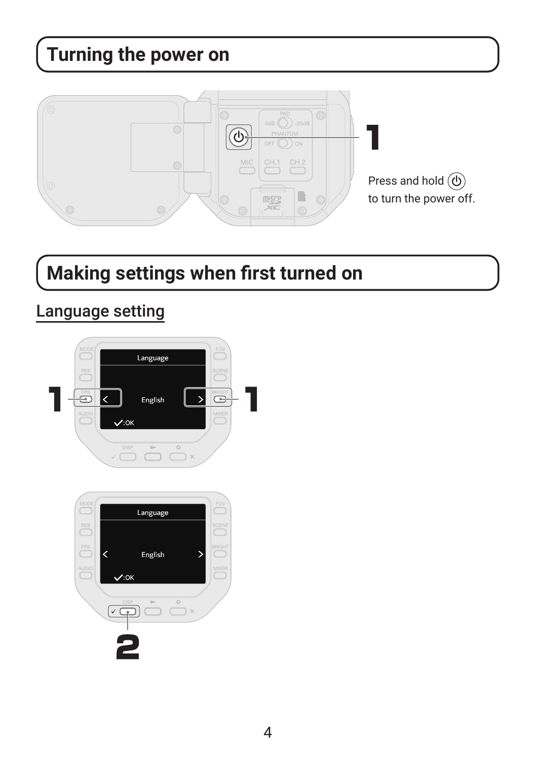# Turning the power on

Press and hold ⏻ to turn the power off.

# Making settings when first turned on

## Language setting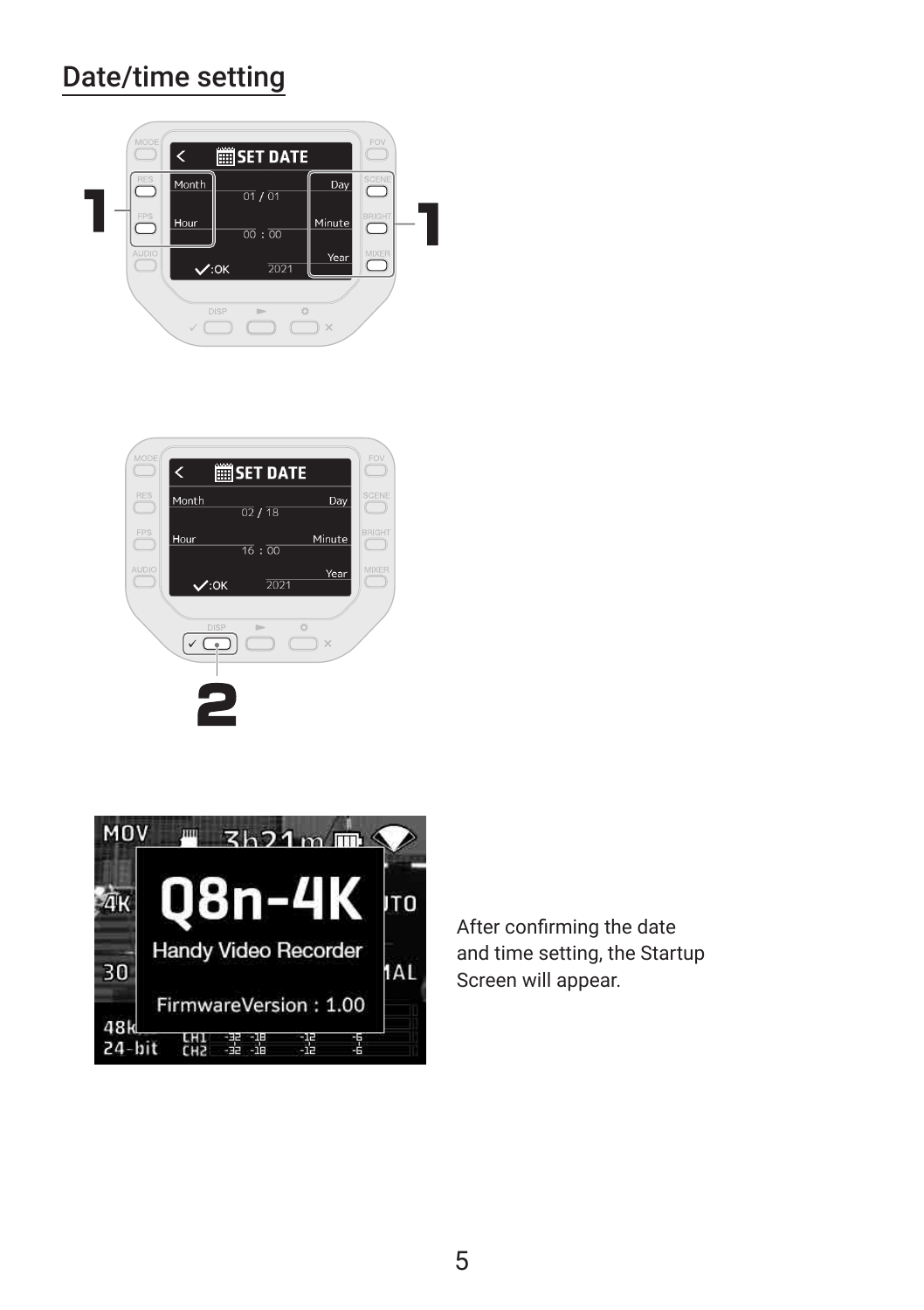## Date/time setting

After confirming the date and time setting, the Startup Screen will appear.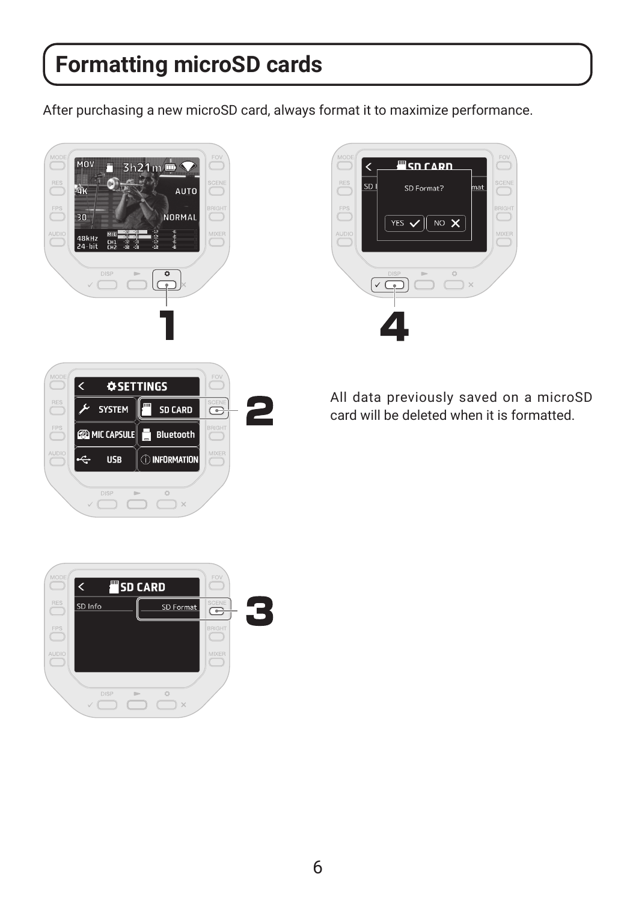# Formatting microSD cards

After purchasing a new microSD card, always format it to maximize performance.

All data previously saved on a microSD card will be deleted when it is formatted.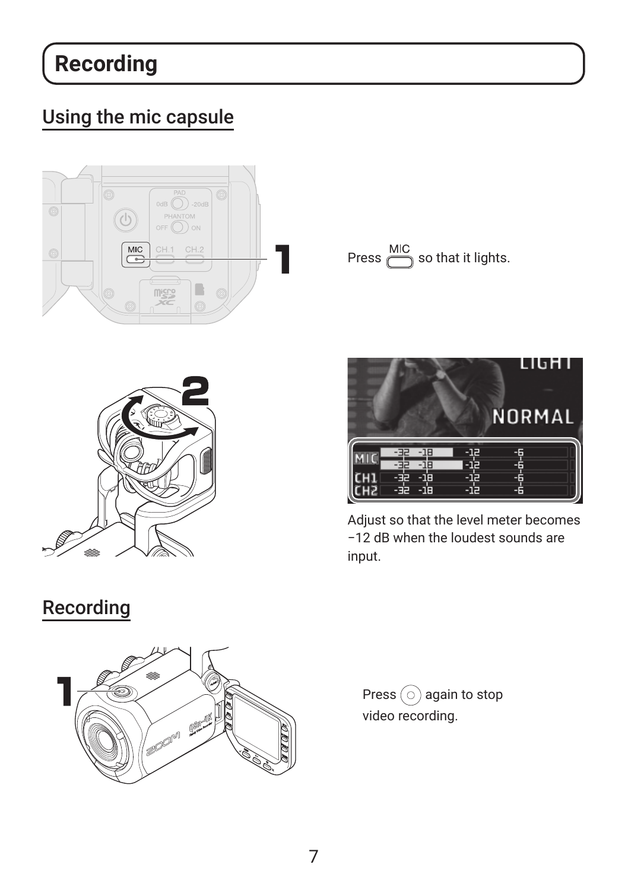# Recording

## Using the mic capsule

Press MIC so that it lights.

Adjust so that the level meter becomes −12 dB when the loudest sounds are input.

## Recording

Press ○ again to stop video recording.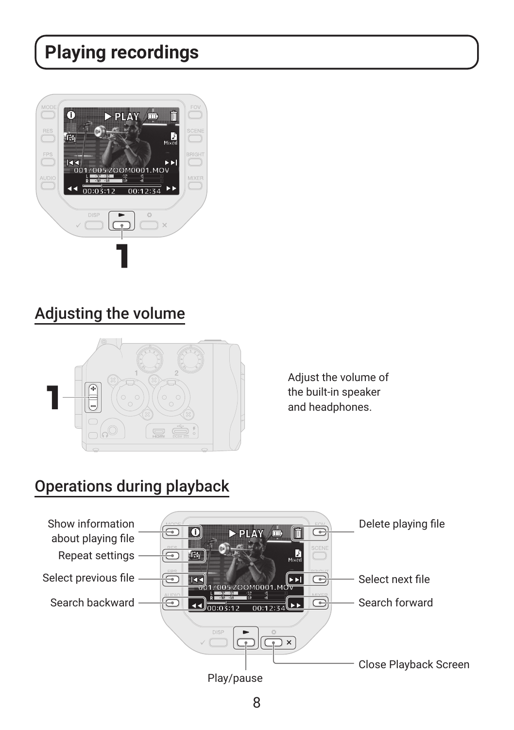# Playing recordings

1

## Adjusting the volume

1

Adjust the volume of the built-in speaker and headphones.

## Operations during playback

- Show information about playing file
- Repeat settings
- Select previous file
- Search backward
- Delete playing file
- Select next file
- Search forward
- Close Playback Screen
- Play/pause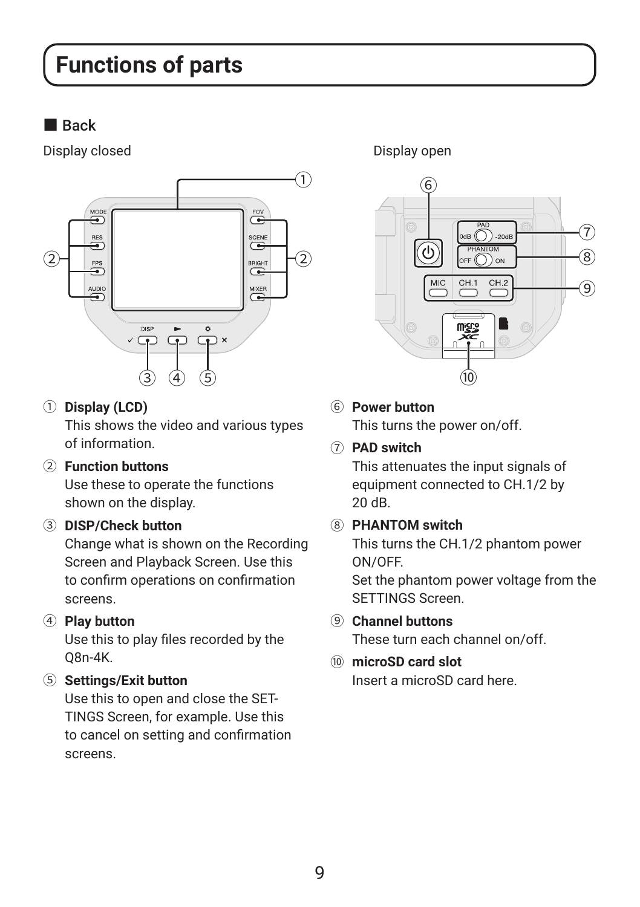# Functions of parts

## ■ Back

Display closed

Display open

① **Display (LCD)**
This shows the video and various types of information.

② **Function buttons**
Use these to operate the functions shown on the display.

③ **DISP/Check button**
Change what is shown on the Recording Screen and Playback Screen. Use this to confirm operations on confirmation screens.

④ **Play button**
Use this to play files recorded by the Q8n-4K.

⑤ **Settings/Exit button**
Use this to open and close the SETTINGS Screen, for example. Use this to cancel on setting and confirmation screens.

⑥ **Power button**
This turns the power on/off.

⑦ **PAD switch**
This attenuates the input signals of equipment connected to CH.1/2 by 20 dB.

⑧ **PHANTOM switch**
This turns the CH.1/2 phantom power ON/OFF.
Set the phantom power voltage from the SETTINGS Screen.

⑨ **Channel buttons**
These turn each channel on/off.

⑩ **microSD card slot**
Insert a microSD card here.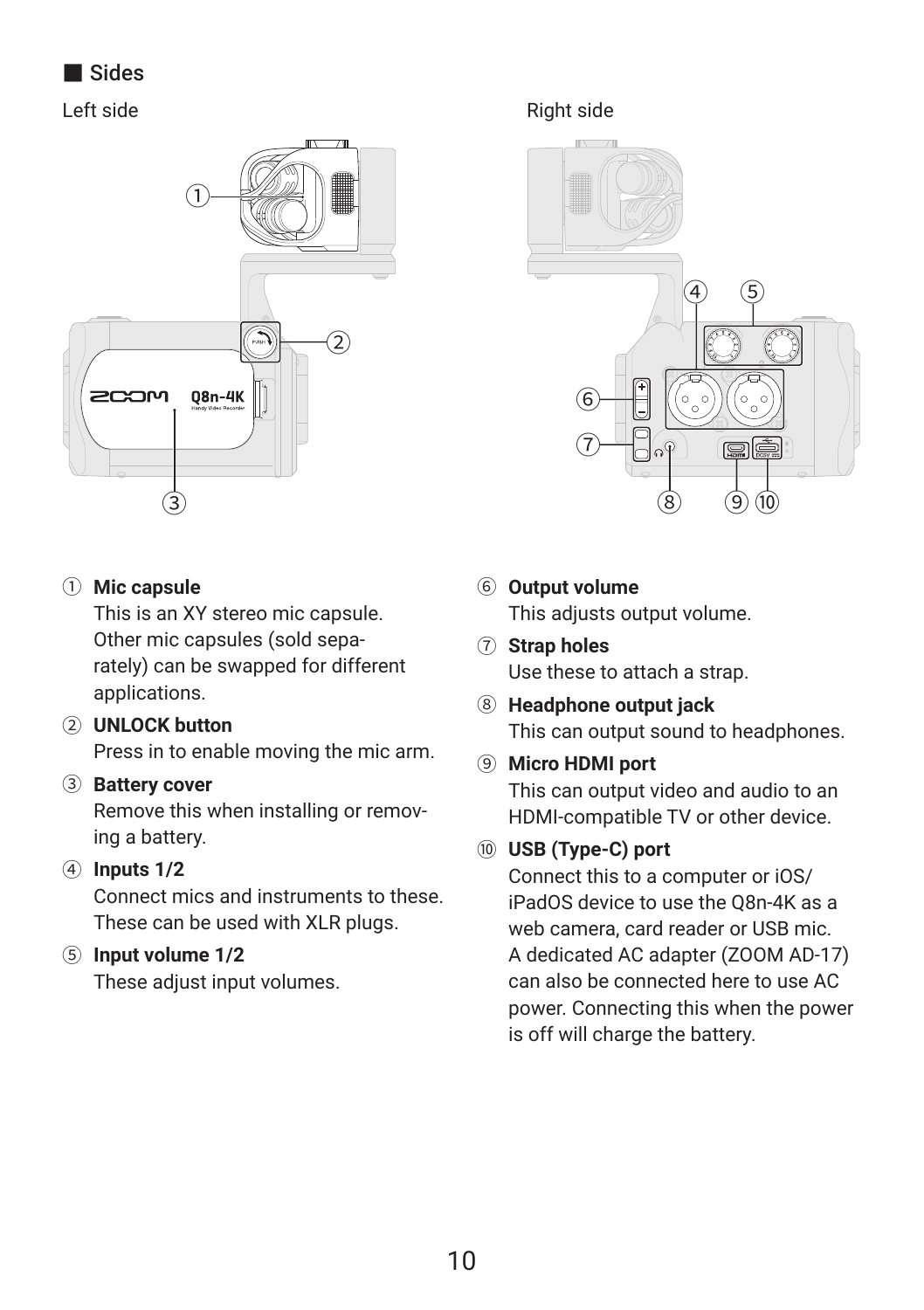## ■ Sides

Left side

Right side

① **Mic capsule**
This is an XY stereo mic capsule. Other mic capsules (sold separately) can be swapped for different applications.

② **UNLOCK button**
Press in to enable moving the mic arm.

③ **Battery cover**
Remove this when installing or removing a battery.

④ **Inputs 1/2**
Connect mics and instruments to these. These can be used with XLR plugs.

⑤ **Input volume 1/2**
These adjust input volumes.

⑥ **Output volume**
This adjusts output volume.

⑦ **Strap holes**
Use these to attach a strap.

⑧ **Headphone output jack**
This can output sound to headphones.

⑨ **Micro HDMI port**
This can output video and audio to an HDMI-compatible TV or other device.

⑩ **USB (Type-C) port**
Connect this to a computer or iOS/iPadOS device to use the Q8n-4K as a web camera, card reader or USB mic.
A dedicated AC adapter (ZOOM AD-17) can also be connected here to use AC power. Connecting this when the power is off will charge the battery.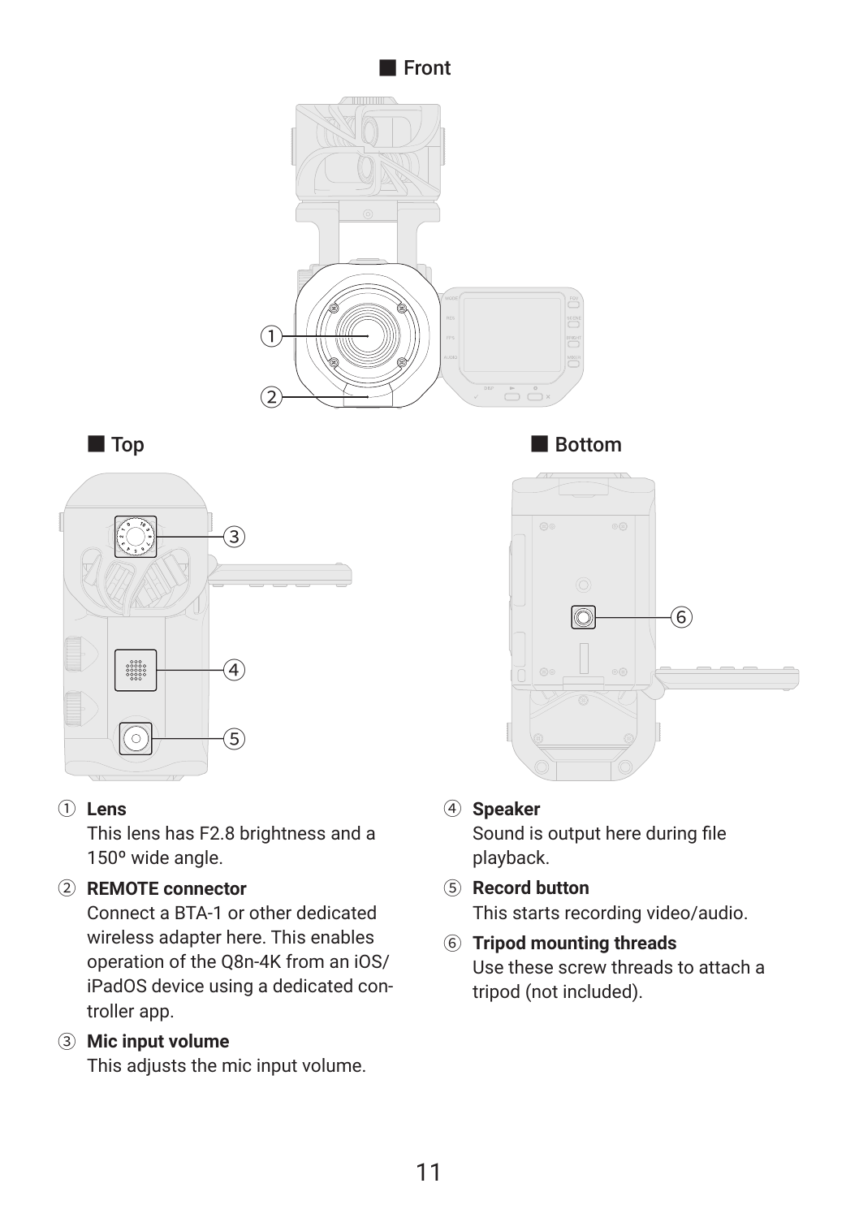■ Front

■ Top

■ Bottom

① **Lens**
This lens has F2.8 brightness and a 150º wide angle.

② **REMOTE connector**
Connect a BTA-1 or other dedicated wireless adapter here. This enables operation of the Q8n-4K from an iOS/iPadOS device using a dedicated controller app.

③ **Mic input volume**
This adjusts the mic input volume.

④ **Speaker**
Sound is output here during file playback.

⑤ **Record button**
This starts recording video/audio.

⑥ **Tripod mounting threads**
Use these screw threads to attach a tripod (not included).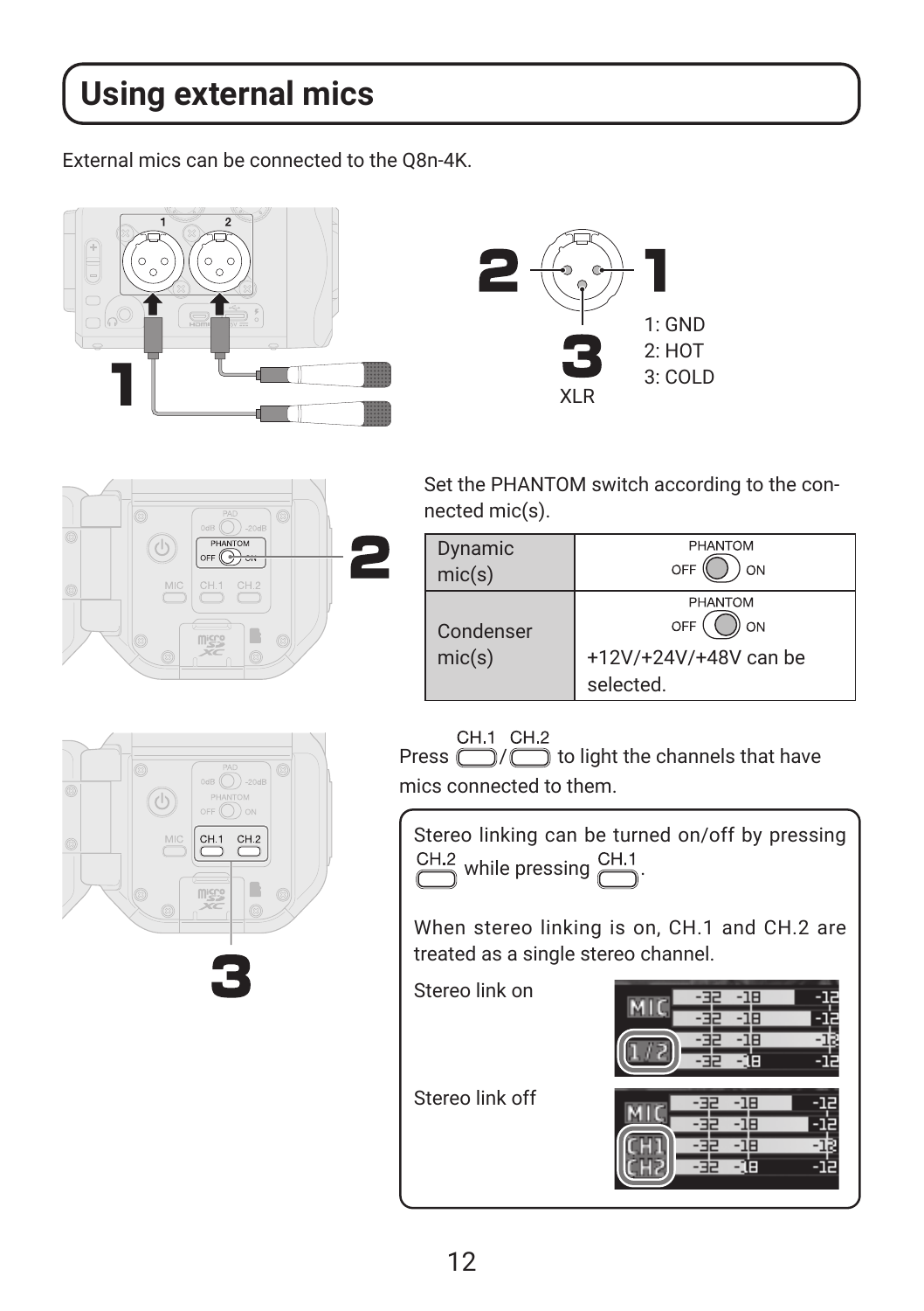# Using external mics

External mics can be connected to the Q8n-4K.

1

XLR

1: GND
2: HOT
3: COLD

2

Set the PHANTOM switch according to the connected mic(s).

| | |
|---|---|
| Dynamic mic(s) | PHANTOM OFF ON |
| Condenser mic(s) | PHANTOM OFF ON<br>+12V/+24V/+48V can be selected. |

3

Press CH.1 / CH.2 to light the channels that have mics connected to them.

> Stereo linking can be turned on/off by pressing CH.2 while pressing CH.1.
>
> When stereo linking is on, CH.1 and CH.2 are treated as a single stereo channel.
>
> Stereo link on
>
> Stereo link off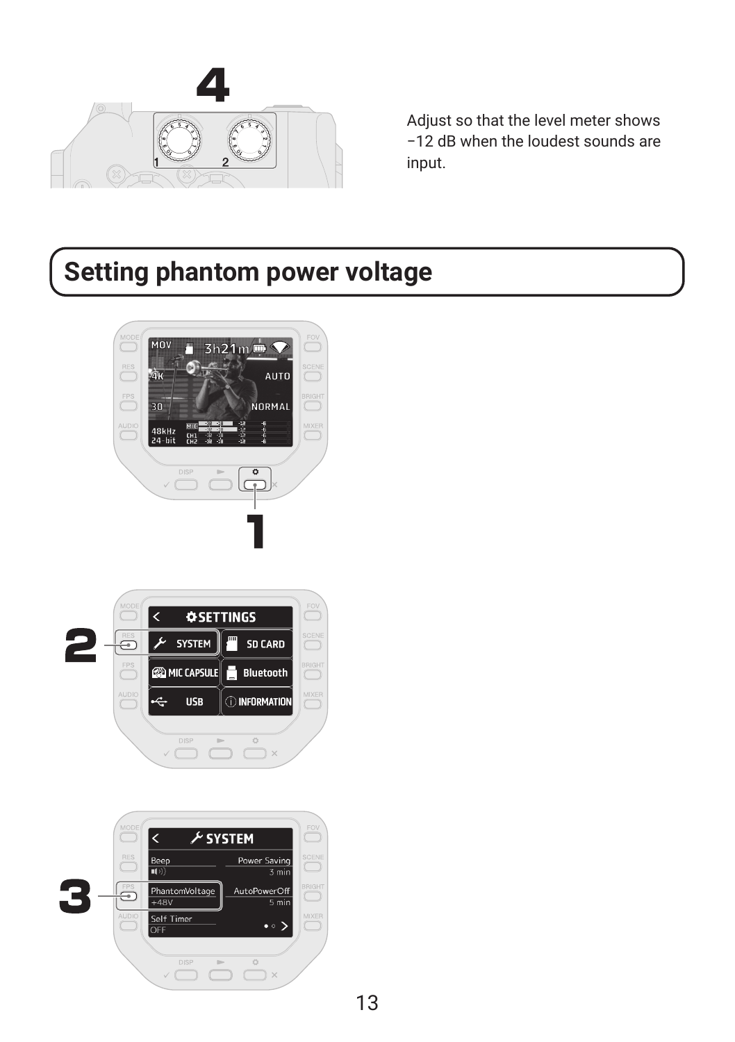**4**

Adjust so that the level meter shows −12 dB when the loudest sounds are input.

## Setting phantom power voltage

**1**

**2**

**3**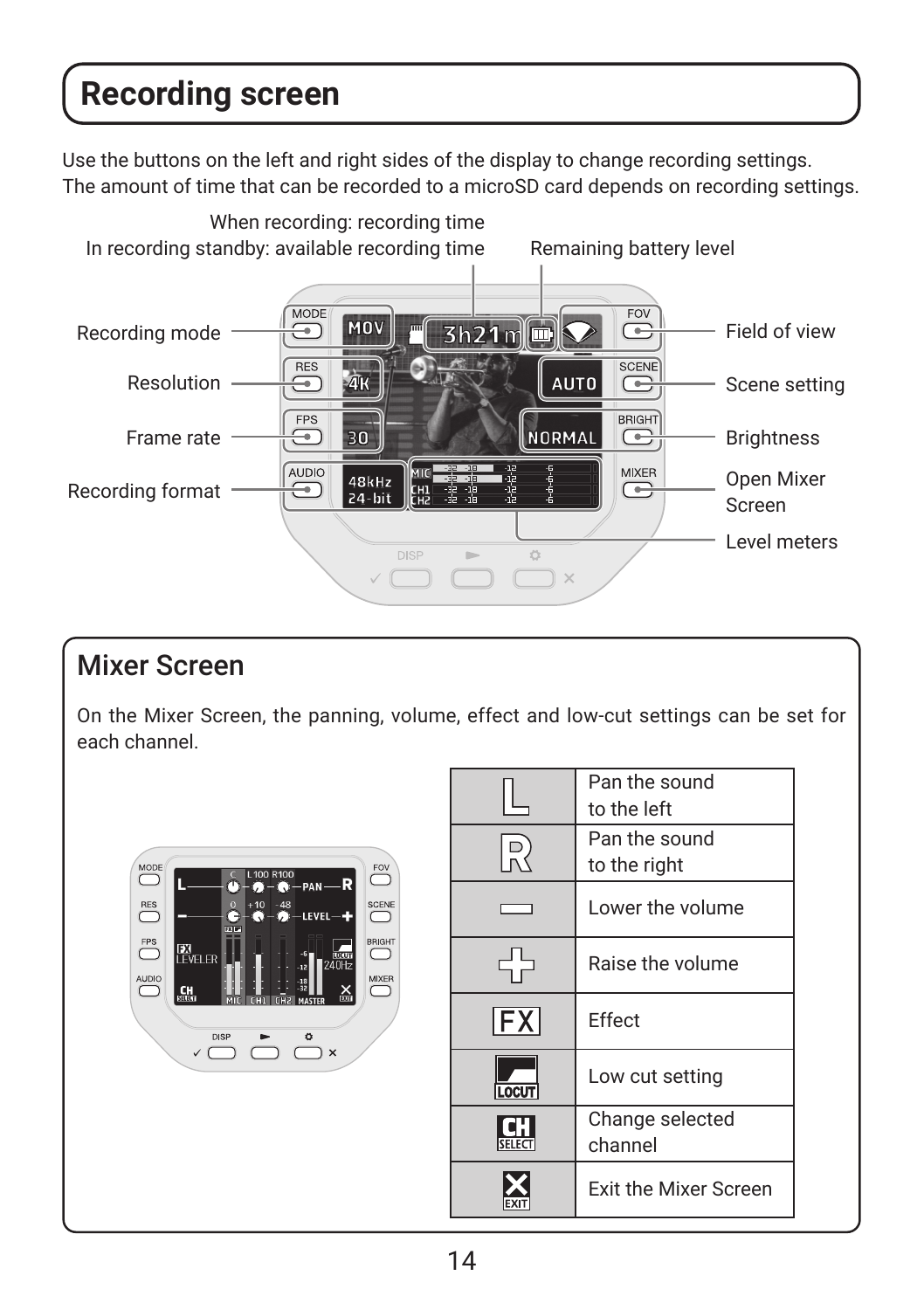# Recording screen

Use the buttons on the left and right sides of the display to change recording settings.
The amount of time that can be recorded to a microSD card depends on recording settings.

- Recording mode
- Resolution
- Frame rate
- Recording format
- When recording: recording time / In recording standby: available recording time
- Remaining battery level
- Field of view
- Scene setting
- Brightness
- Open Mixer Screen
- Level meters

## Mixer Screen

On the Mixer Screen, the panning, volume, effect and low-cut settings can be set for each channel.

| Icon | Function |
|---|---|
| L | Pan the sound to the left |
| R | Pan the sound to the right |
| − | Lower the volume |
| + | Raise the volume |
| FX | Effect |
| LOCUT | Low cut setting |
| CH SELECT | Change selected channel |
| EXIT | Exit the Mixer Screen |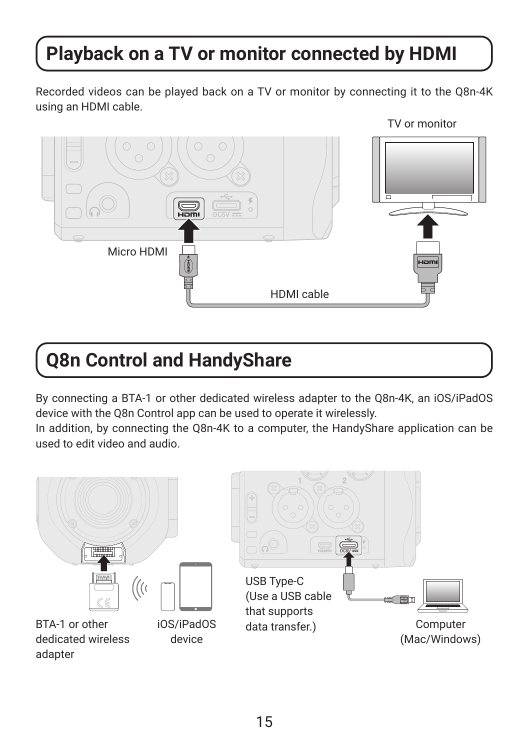## Playback on a TV or monitor connected by HDMI

Recorded videos can be played back on a TV or monitor by connecting it to the Q8n-4K using an HDMI cable.

TV or monitor

Micro HDMI

HDMI cable

## Q8n Control and HandyShare

By connecting a BTA-1 or other dedicated wireless adapter to the Q8n-4K, an iOS/iPadOS device with the Q8n Control app can be used to operate it wirelessly.
In addition, by connecting the Q8n-4K to a computer, the HandyShare application can be used to edit video and audio.

BTA-1 or other dedicated wireless adapter

iOS/iPadOS device

USB Type-C (Use a USB cable that supports data transfer.)

Computer (Mac/Windows)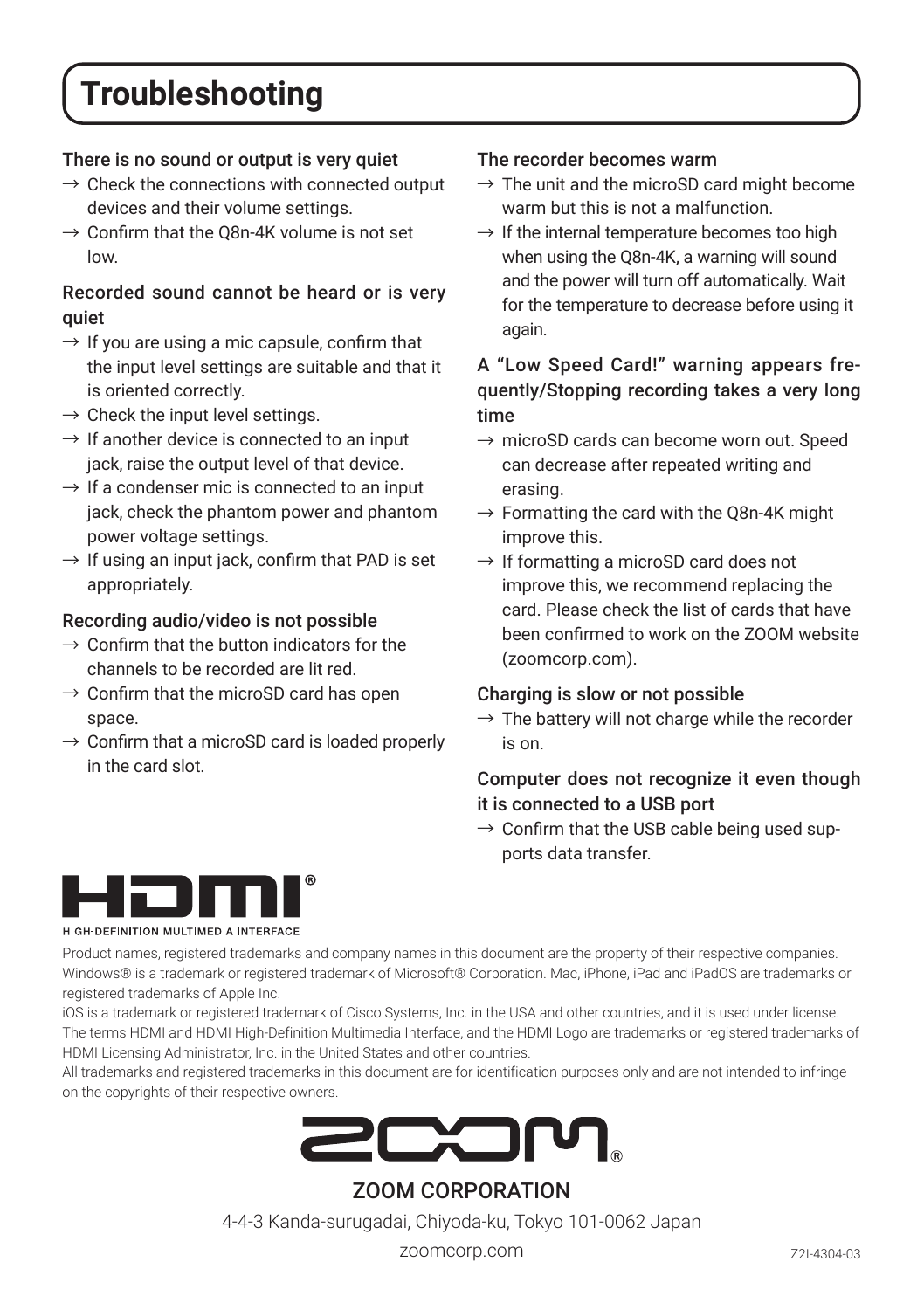# Troubleshooting

### There is no sound or output is very quiet

→ Check the connections with connected output devices and their volume settings.

→ Confirm that the Q8n-4K volume is not set low.

### Recorded sound cannot be heard or is very quiet

→ If you are using a mic capsule, confirm that the input level settings are suitable and that it is oriented correctly.

→ Check the input level settings.

→ If another device is connected to an input jack, raise the output level of that device.

→ If a condenser mic is connected to an input jack, check the phantom power and phantom power voltage settings.

→ If using an input jack, confirm that PAD is set appropriately.

### Recording audio/video is not possible

→ Confirm that the button indicators for the channels to be recorded are lit red.

→ Confirm that the microSD card has open space.

→ Confirm that a microSD card is loaded properly in the card slot.

### The recorder becomes warm

→ The unit and the microSD card might become warm but this is not a malfunction.

→ If the internal temperature becomes too high when using the Q8n-4K, a warning will sound and the power will turn off automatically. Wait for the temperature to decrease before using it again.

### A "Low Speed Card!" warning appears frequently/Stopping recording takes a very long time

→ microSD cards can become worn out. Speed can decrease after repeated writing and erasing.

→ Formatting the card with the Q8n-4K might improve this.

→ If formatting a microSD card does not improve this, we recommend replacing the card. Please check the list of cards that have been confirmed to work on the ZOOM website (zoomcorp.com).

### Charging is slow or not possible

→ The battery will not charge while the recorder is on.

### Computer does not recognize it even though it is connected to a USB port

→ Confirm that the USB cable being used supports data transfer.

HDMI®
HIGH-DEFINITION MULTIMEDIA INTERFACE

Product names, registered trademarks and company names in this document are the property of their respective companies. Windows® is a trademark or registered trademark of Microsoft® Corporation. Mac, iPhone, iPad and iPadOS are trademarks or registered trademarks of Apple Inc.
iOS is a trademark or registered trademark of Cisco Systems, Inc. in the USA and other countries, and it is used under license.
The terms HDMI and HDMI High-Definition Multimedia Interface, and the HDMI Logo are trademarks or registered trademarks of HDMI Licensing Administrator, Inc. in the United States and other countries.
All trademarks and registered trademarks in this document are for identification purposes only and are not intended to infringe on the copyrights of their respective owners.

ZOOM®

ZOOM CORPORATION

4-4-3 Kanda-surugadai, Chiyoda-ku, Tokyo 101-0062 Japan

zoomcorp.com

Z2I-4304-03